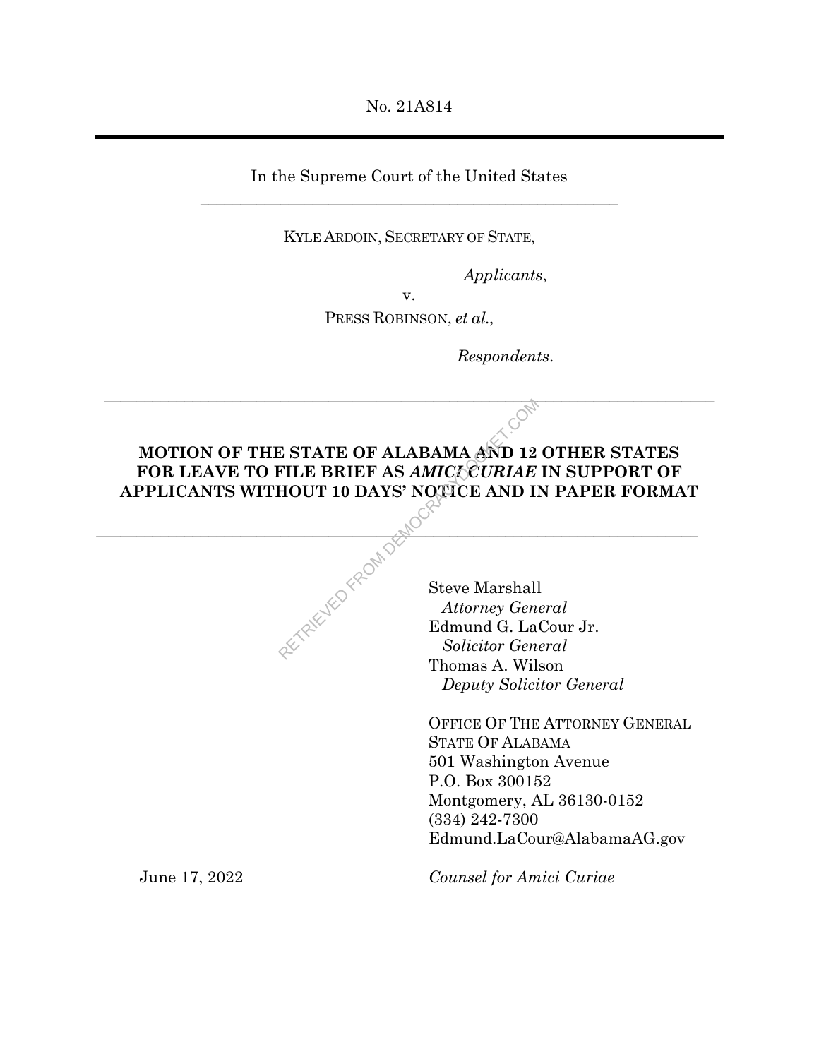No. 21A814

In the Supreme Court of the United States

---

KYLE ARDOIN, SECRETARY OF STATE,

*Applicants*,

v.

PRESS ROBINSON, *et al.*,

*Respondents*.

---

**MOTION OF THE STATE OF ALABAMA AND 12 OTHER STATES FOR LEAVE TO FILE BRIEF AS *AMICI CURIAE* IN SUPPORT OF APPLICANTS WITHOUT 10 DAYS' NOTICE AND IN PAPER FORMAT**

---

Steve Marshall
*Attorney General*
Edmund G. LaCour Jr.
*Solicitor General*
Thomas A. Wilson
*Deputy Solicitor General*

OFFICE OF THE ATTORNEY GENERAL
STATE OF ALABAMA
501 Washington Avenue
P.O. Box 300152
Montgomery, AL 36130-0152
(334) 242-7300
Edmund.LaCour@AlabamaAG.gov

June 17, 2022

*Counsel for Amici Curiae*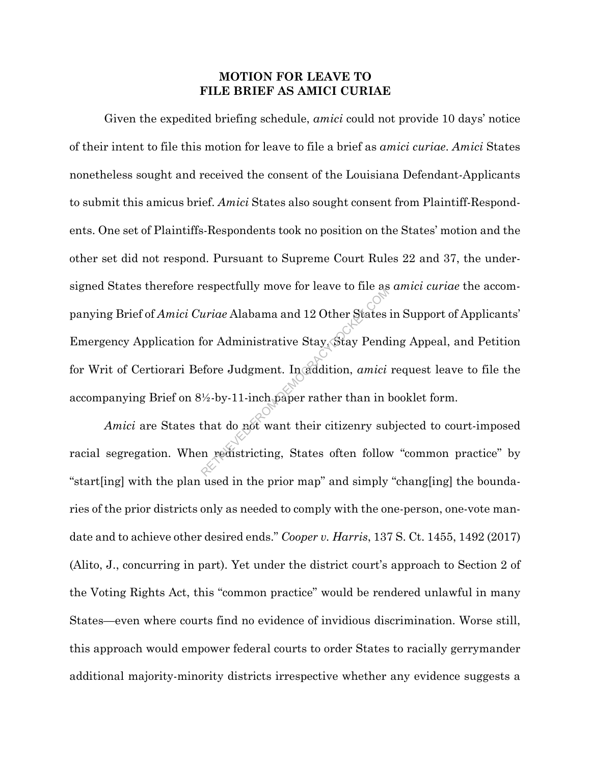# MOTION FOR LEAVE TO FILE BRIEF AS AMICI CURIAE

Given the expedited briefing schedule, *amici* could not provide 10 days' notice of their intent to file this motion for leave to file a brief as *amici curiae*. *Amici* States nonetheless sought and received the consent of the Louisiana Defendant-Applicants to submit this amicus brief. *Amici* States also sought consent from Plaintiff-Respondents. One set of Plaintiffs-Respondents took no position on the States' motion and the other set did not respond. Pursuant to Supreme Court Rules 22 and 37, the undersigned States therefore respectfully move for leave to file as *amici curiae* the accompanying Brief of *Amici Curiae* Alabama and 12 Other States in Support of Applicants' Emergency Application for Administrative Stay, Stay Pending Appeal, and Petition for Writ of Certiorari Before Judgment. In addition, *amici* request leave to file the accompanying Brief on 8½-by-11-inch paper rather than in booklet form.

*Amici* are States that do not want their citizenry subjected to court-imposed racial segregation. When redistricting, States often follow "common practice" by "start[ing] with the plan used in the prior map" and simply "chang[ing] the boundaries of the prior districts only as needed to comply with the one-person, one-vote mandate and to achieve other desired ends." *Cooper v. Harris*, 137 S. Ct. 1455, 1492 (2017) (Alito, J., concurring in part). Yet under the district court's approach to Section 2 of the Voting Rights Act, this "common practice" would be rendered unlawful in many States—even where courts find no evidence of invidious discrimination. Worse still, this approach would empower federal courts to order States to racially gerrymander additional majority-minority districts irrespective whether any evidence suggests a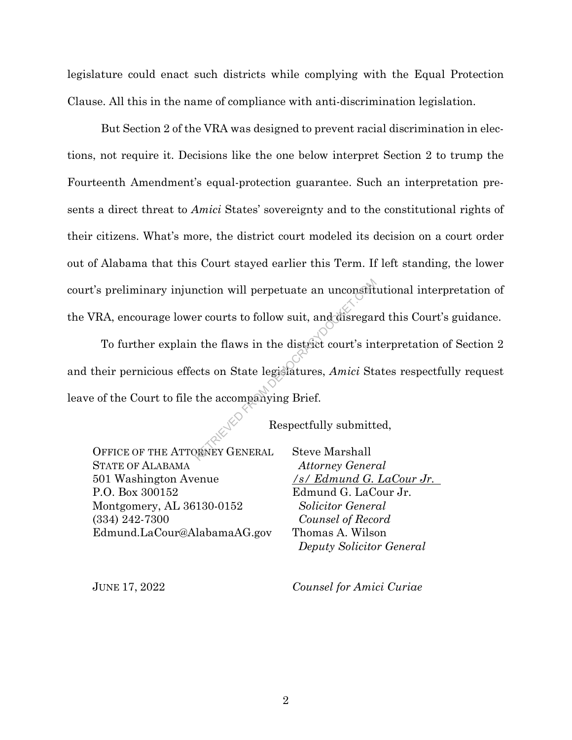legislature could enact such districts while complying with the Equal Protection Clause. All this in the name of compliance with anti-discrimination legislation.

But Section 2 of the VRA was designed to prevent racial discrimination in elections, not require it. Decisions like the one below interpret Section 2 to trump the Fourteenth Amendment's equal-protection guarantee. Such an interpretation presents a direct threat to *Amici* States' sovereignty and to the constitutional rights of their citizens. What's more, the district court modeled its decision on a court order out of Alabama that this Court stayed earlier this Term. If left standing, the lower court's preliminary injunction will perpetuate an unconstitutional interpretation of the VRA, encourage lower courts to follow suit, and disregard this Court's guidance.

To further explain the flaws in the district court's interpretation of Section 2 and their pernicious effects on State legislatures, *Amici* States respectfully request leave of the Court to file the accompanying Brief.

Respectfully submitted,

OFFICE OF THE ATTORNEY GENERAL
STATE OF ALABAMA
501 Washington Avenue
P.O. Box 300152
Montgomery, AL 36130-0152
(334) 242-7300
Edmund.LaCour@AlabamaAG.gov

Steve Marshall
*Attorney General*
*/s/ Edmund G. LaCour Jr.*
Edmund G. LaCour Jr.
*Solicitor General*
*Counsel of Record*
Thomas A. Wilson
*Deputy Solicitor General*

JUNE 17, 2022

*Counsel for Amici Curiae*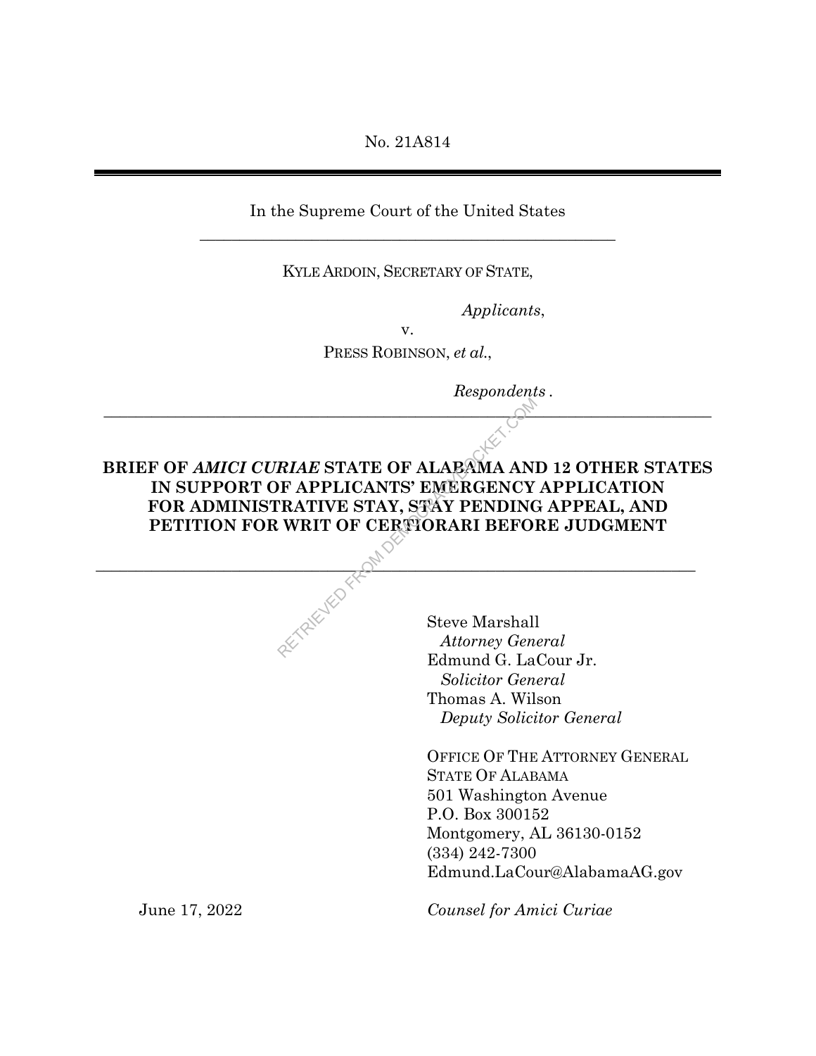No. 21A814

---

In the Supreme Court of the United States

---

KYLE ARDOIN, SECRETARY OF STATE,

*Applicants*,

v.

PRESS ROBINSON, *et al.*,

*Respondents* .

---

**BRIEF OF *AMICI CURIAE* STATE OF ALABAMA AND 12 OTHER STATES IN SUPPORT OF APPLICANTS' EMERGENCY APPLICATION FOR ADMINISTRATIVE STAY, STAY PENDING APPEAL, AND PETITION FOR WRIT OF CERTIORARI BEFORE JUDGMENT**

---

Steve Marshall
*Attorney General*
Edmund G. LaCour Jr.
*Solicitor General*
Thomas A. Wilson
*Deputy Solicitor General*

OFFICE OF THE ATTORNEY GENERAL
STATE OF ALABAMA
501 Washington Avenue
P.O. Box 300152
Montgomery, AL 36130-0152
(334) 242-7300
Edmund.LaCour@AlabamaAG.gov

June 17, 2022

*Counsel for Amici Curiae*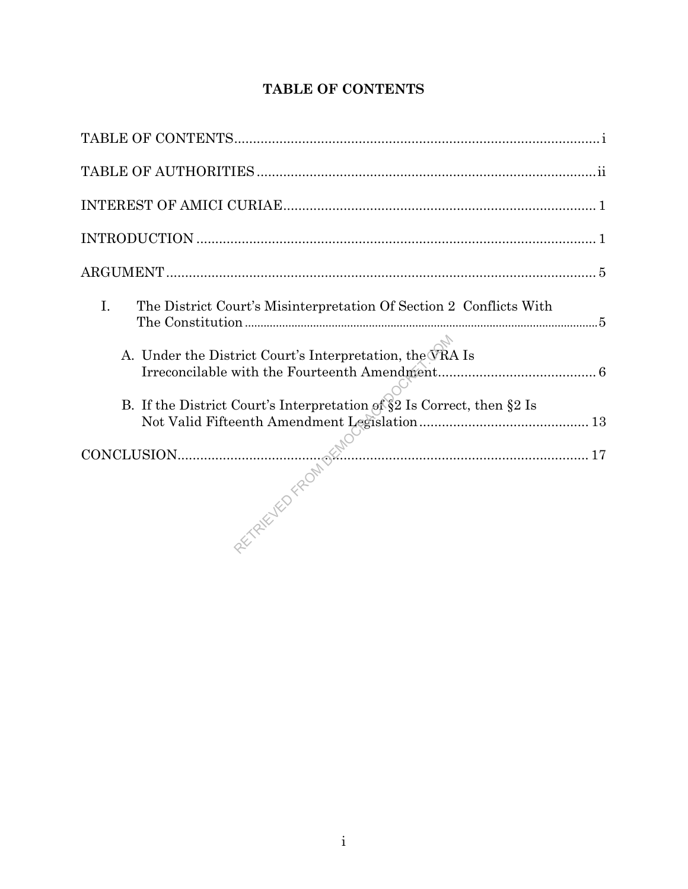# TABLE OF CONTENTS

TABLE OF CONTENTS ........................................................................................ i

TABLE OF AUTHORITIES ................................................................................ ii

INTEREST OF AMICI CURIAE ......................................................................... 1

INTRODUCTION ............................................................................................... 1

ARGUMENT ....................................................................................................... 5

- I. The District Court's Misinterpretation Of Section 2 Conflicts With The Constitution ........................................................................................ 5
  - A. Under the District Court's Interpretation, the VRA Is Irreconcilable with the Fourteenth Amendment ........................................ 6
  - B. If the District Court's Interpretation of §2 Is Correct, then §2 Is Not Valid Fifteenth Amendment Legislation ........................................ 13

CONCLUSION ................................................................................................... 17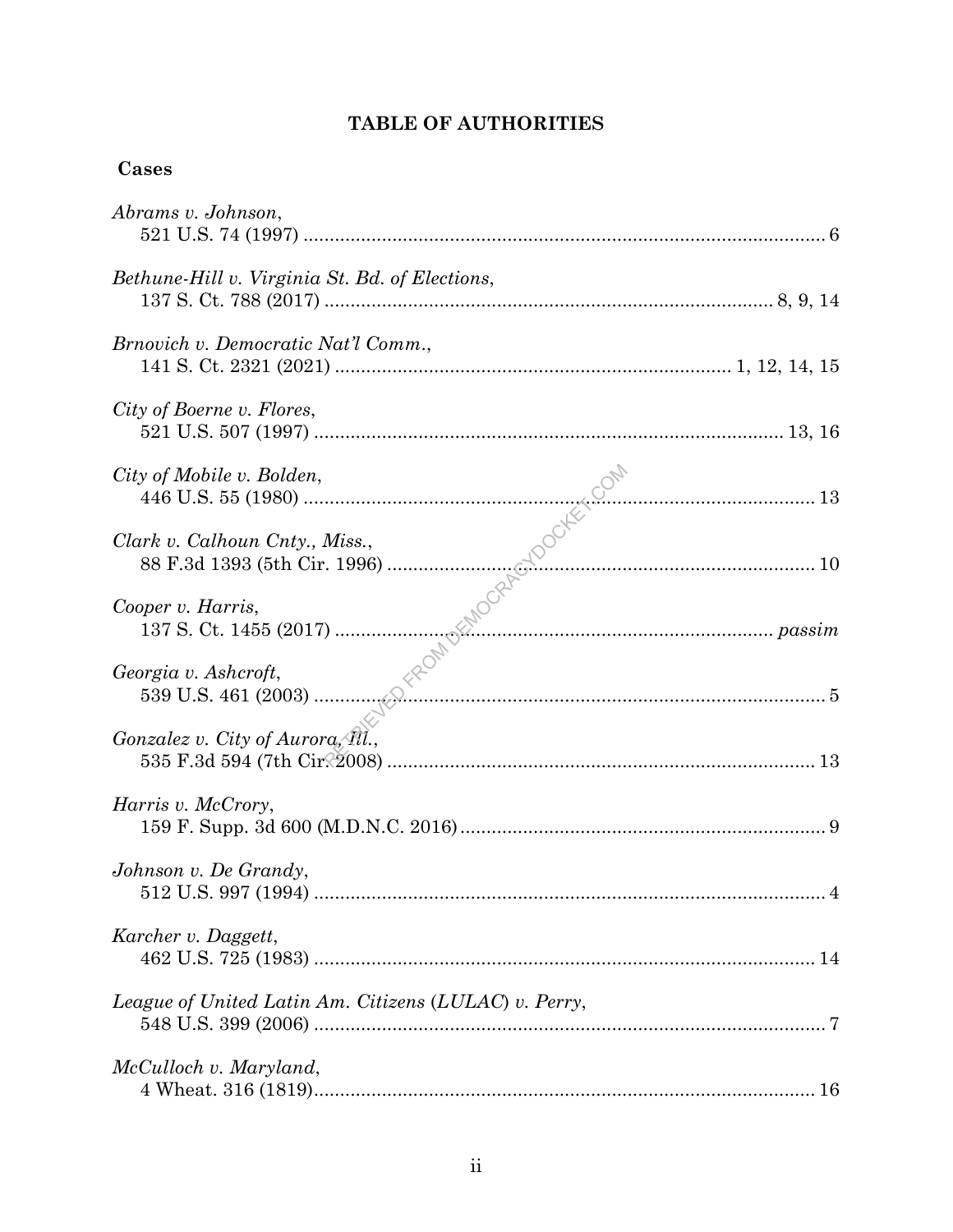# TABLE OF AUTHORITIES

## Cases

*Abrams v. Johnson*,
521 U.S. 74 (1997) .................................................................................................. 6

*Bethune-Hill v. Virginia St. Bd. of Elections*,
137 S. Ct. 788 (2017) ................................................................................... 8, 9, 14

*Brnovich v. Democratic Nat'l Comm.*,
141 S. Ct. 2321 (2021) ......................................................................... 1, 12, 14, 15

*City of Boerne v. Flores*,
521 U.S. 507 (1997) ......................................................................................... 13, 16

*City of Mobile v. Bolden*,
446 U.S. 55 (1980) ................................................................................................ 13

*Clark v. Calhoun Cnty., Miss.*,
88 F.3d 1393 (5th Cir. 1996) ................................................................................ 10

*Cooper v. Harris*,
137 S. Ct. 1455 (2017) .................................................................................. *passim*

*Georgia v. Ashcroft*,
539 U.S. 461 (2003) ................................................................................................. 5

*Gonzalez v. City of Aurora, Ill.*,
535 F.3d 594 (7th Cir. 2008) ................................................................................. 13

*Harris v. McCrory*,
159 F. Supp. 3d 600 (M.D.N.C. 2016) ..................................................................... 9

*Johnson v. De Grandy*,
512 U.S. 997 (1994) ................................................................................................. 4

*Karcher v. Daggett*,
462 U.S. 725 (1983) ............................................................................................... 14

*League of United Latin Am. Citizens (LULAC) v. Perry*,
548 U.S. 399 (2006) ................................................................................................. 7

*McCulloch v. Maryland*,
4 Wheat. 316 (1819)............................................................................................... 16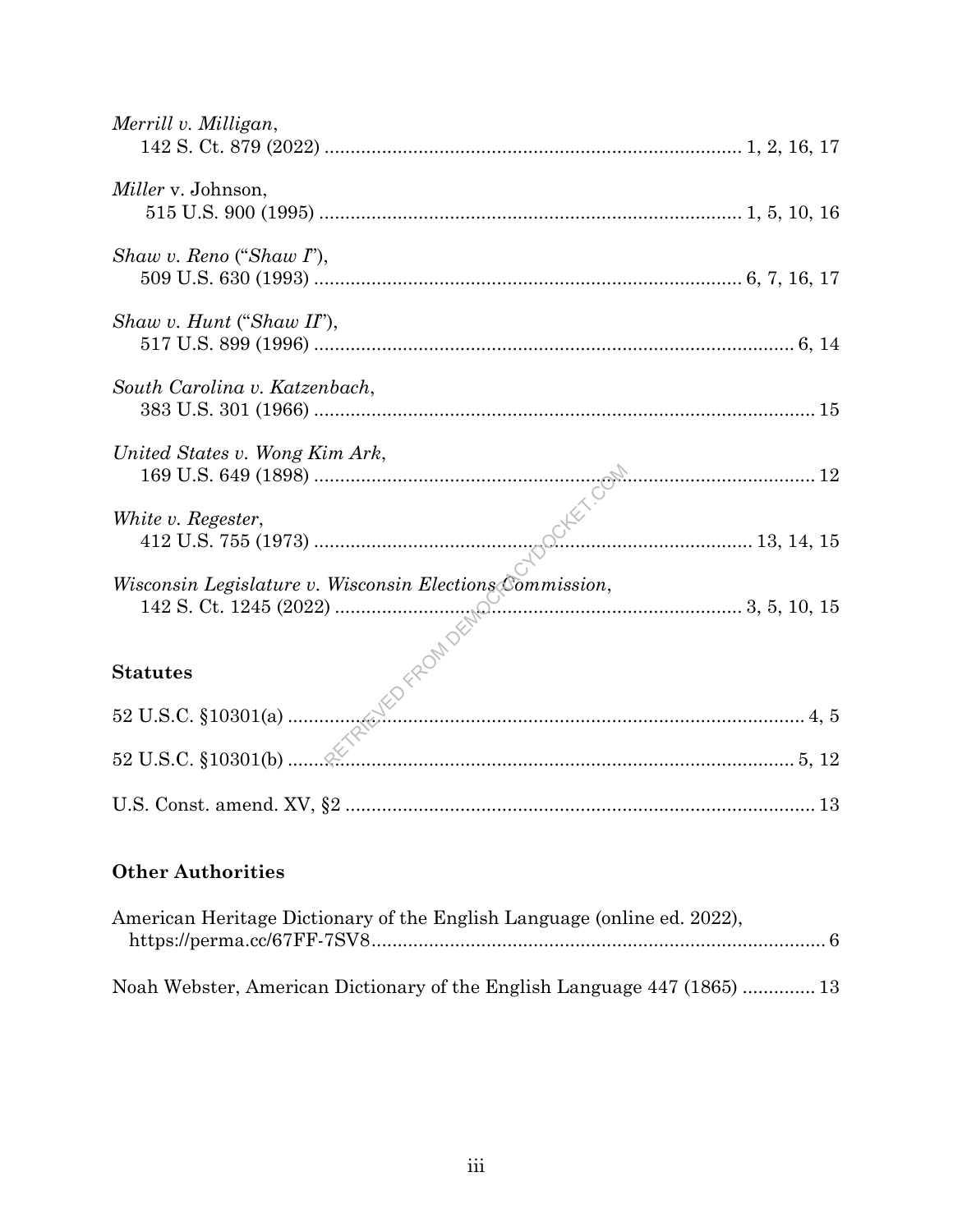*Merrill v. Milligan*,
142 S. Ct. 879 (2022) ............................................................................... 1, 2, 16, 17

*Miller* v. Johnson,
515 U.S. 900 (1995) ................................................................................ 1, 5, 10, 16

*Shaw v. Reno* ("*Shaw I*"),
509 U.S. 630 (1993) ................................................................................. 6, 7, 16, 17

*Shaw v. Hunt* ("*Shaw II*"),
517 U.S. 899 (1996) .............................................................................................. 6, 14

*South Carolina v. Katzenbach*,
383 U.S. 301 (1966) ................................................................................................ 15

*United States v. Wong Kim Ark*,
169 U.S. 649 (1898) ................................................................................................ 12

*White v. Regester*,
412 U.S. 755 (1973) ................................................................................. 13, 14, 15

*Wisconsin Legislature v. Wisconsin Elections Commission*,
142 S. Ct. 1245 (2022) ............................................................................ 3, 5, 10, 15

**Statutes**

52 U.S.C. §10301(a) ............................................................................................. 4, 5

52 U.S.C. §10301(b) ........................................................................................... 5, 12

U.S. Const. amend. XV, §2 ......................................................................................... 13

**Other Authorities**

American Heritage Dictionary of the English Language (online ed. 2022),
https://perma.cc/67FF-7SV8....................................................................................... 6

Noah Webster, American Dictionary of the English Language 447 (1865) ............. 13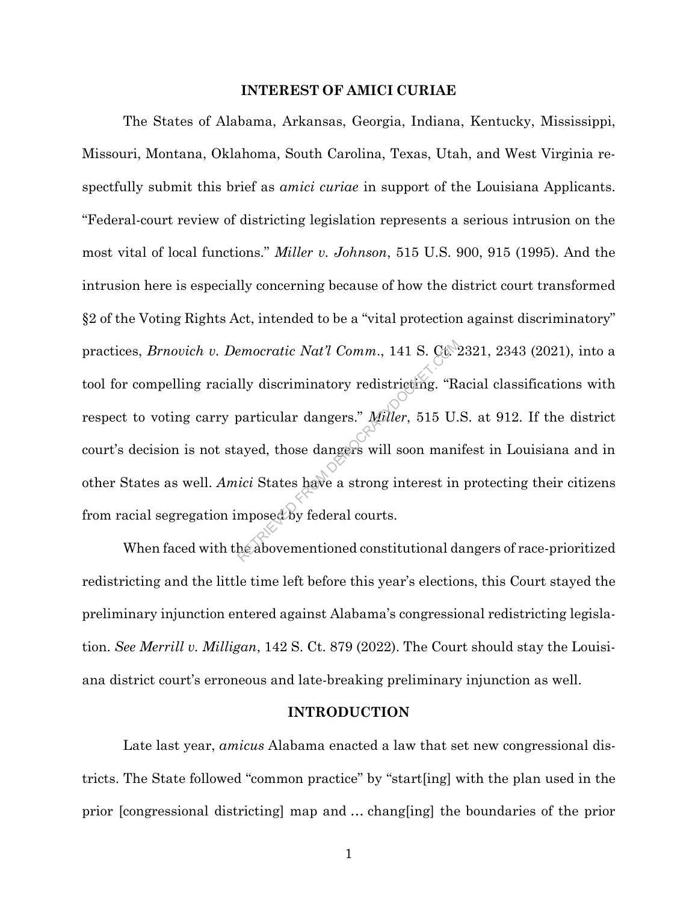## INTEREST OF AMICI CURIAE

The States of Alabama, Arkansas, Georgia, Indiana, Kentucky, Mississippi, Missouri, Montana, Oklahoma, South Carolina, Texas, Utah, and West Virginia respectfully submit this brief as *amici curiae* in support of the Louisiana Applicants. "Federal-court review of districting legislation represents a serious intrusion on the most vital of local functions." *Miller v. Johnson*, 515 U.S. 900, 915 (1995). And the intrusion here is especially concerning because of how the district court transformed §2 of the Voting Rights Act, intended to be a "vital protection against discriminatory" practices, *Brnovich v. Democratic Nat'l Comm.*, 141 S. Ct. 2321, 2343 (2021), into a tool for compelling racially discriminatory redistricting. "Racial classifications with respect to voting carry particular dangers." *Miller*, 515 U.S. at 912. If the district court's decision is not stayed, those dangers will soon manifest in Louisiana and in other States as well. *Amici* States have a strong interest in protecting their citizens from racial segregation imposed by federal courts.

When faced with the abovementioned constitutional dangers of race-prioritized redistricting and the little time left before this year's elections, this Court stayed the preliminary injunction entered against Alabama's congressional redistricting legislation. *See Merrill v. Milligan*, 142 S. Ct. 879 (2022). The Court should stay the Louisiana district court's erroneous and late-breaking preliminary injunction as well.

## INTRODUCTION

Late last year, *amicus* Alabama enacted a law that set new congressional districts. The State followed "common practice" by "start[ing] with the plan used in the prior [congressional districting] map and … chang[ing] the boundaries of the prior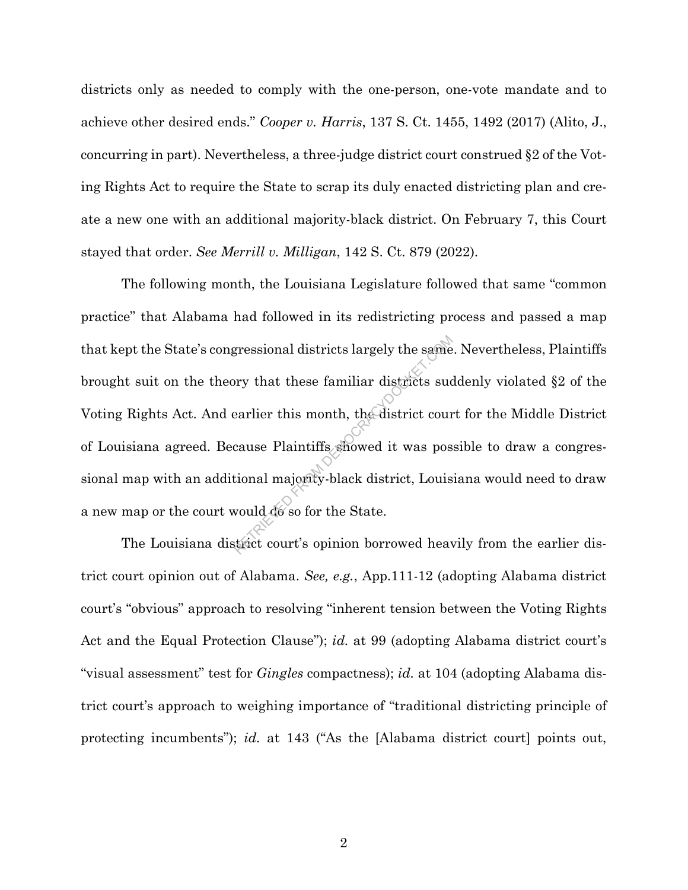districts only as needed to comply with the one-person, one-vote mandate and to achieve other desired ends." *Cooper v. Harris*, 137 S. Ct. 1455, 1492 (2017) (Alito, J., concurring in part). Nevertheless, a three-judge district court construed §2 of the Voting Rights Act to require the State to scrap its duly enacted districting plan and create a new one with an additional majority-black district. On February 7, this Court stayed that order. *See Merrill v. Milligan*, 142 S. Ct. 879 (2022).

The following month, the Louisiana Legislature followed that same "common practice" that Alabama had followed in its redistricting process and passed a map that kept the State's congressional districts largely the same. Nevertheless, Plaintiffs brought suit on the theory that these familiar districts suddenly violated §2 of the Voting Rights Act. And earlier this month, the district court for the Middle District of Louisiana agreed. Because Plaintiffs showed it was possible to draw a congressional map with an additional majority-black district, Louisiana would need to draw a new map or the court would do so for the State.

The Louisiana district court's opinion borrowed heavily from the earlier district court opinion out of Alabama. *See, e.g.*, App.111-12 (adopting Alabama district court's "obvious" approach to resolving "inherent tension between the Voting Rights Act and the Equal Protection Clause"); *id.* at 99 (adopting Alabama district court's "visual assessment" test for *Gingles* compactness); *id.* at 104 (adopting Alabama district court's approach to weighing importance of "traditional districting principle of protecting incumbents"); *id.* at 143 ("As the [Alabama district court] points out,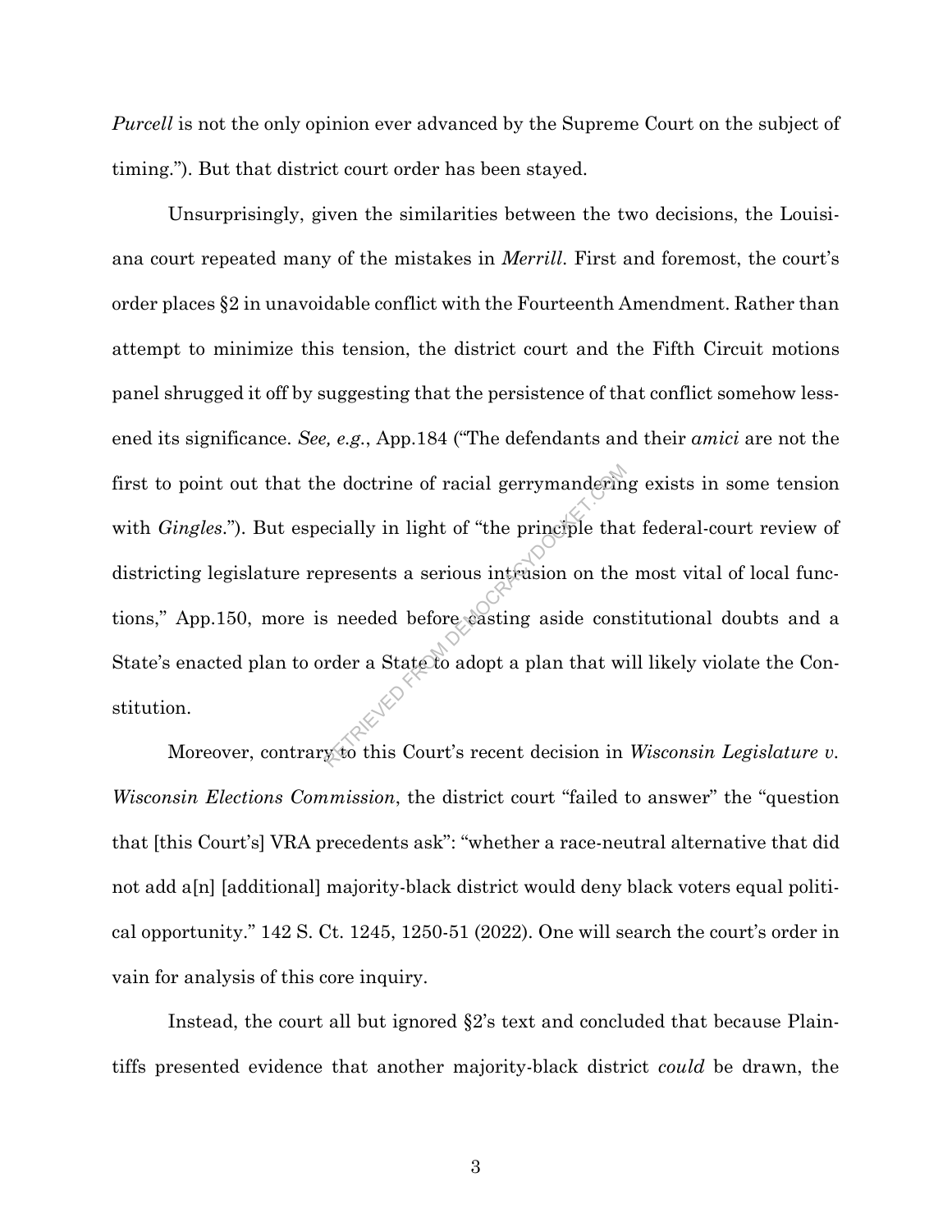*Purcell* is not the only opinion ever advanced by the Supreme Court on the subject of timing."). But that district court order has been stayed.

Unsurprisingly, given the similarities between the two decisions, the Louisiana court repeated many of the mistakes in *Merrill*. First and foremost, the court's order places §2 in unavoidable conflict with the Fourteenth Amendment. Rather than attempt to minimize this tension, the district court and the Fifth Circuit motions panel shrugged it off by suggesting that the persistence of that conflict somehow lessened its significance. *See, e.g.*, App.184 ("The defendants and their *amici* are not the first to point out that the doctrine of racial gerrymandering exists in some tension with *Gingles*."). But especially in light of "the principle that federal-court review of districting legislature represents a serious intrusion on the most vital of local functions," App.150, more is needed before casting aside constitutional doubts and a State's enacted plan to order a State to adopt a plan that will likely violate the Constitution.

Moreover, contrary to this Court's recent decision in *Wisconsin Legislature v. Wisconsin Elections Commission*, the district court "failed to answer" the "question that [this Court's] VRA precedents ask": "whether a race-neutral alternative that did not add a[n] [additional] majority-black district would deny black voters equal political opportunity." 142 S. Ct. 1245, 1250-51 (2022). One will search the court's order in vain for analysis of this core inquiry.

Instead, the court all but ignored §2's text and concluded that because Plaintiffs presented evidence that another majority-black district *could* be drawn, the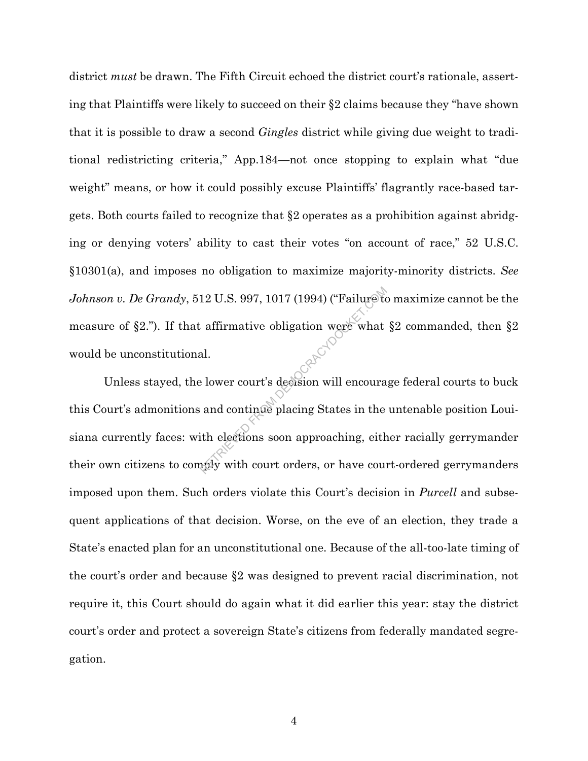district *must* be drawn. The Fifth Circuit echoed the district court's rationale, asserting that Plaintiffs were likely to succeed on their §2 claims because they "have shown that it is possible to draw a second *Gingles* district while giving due weight to traditional redistricting criteria," App.184—not once stopping to explain what "due weight" means, or how it could possibly excuse Plaintiffs' flagrantly race-based targets. Both courts failed to recognize that §2 operates as a prohibition against abridging or denying voters' ability to cast their votes "on account of race," 52 U.S.C. §10301(a), and imposes no obligation to maximize majority-minority districts. *See Johnson v. De Grandy*, 512 U.S. 997, 1017 (1994) ("Failure to maximize cannot be the measure of §2."). If that affirmative obligation were what §2 commanded, then §2 would be unconstitutional.

Unless stayed, the lower court's decision will encourage federal courts to buck this Court's admonitions and continue placing States in the untenable position Louisiana currently faces: with elections soon approaching, either racially gerrymander their own citizens to comply with court orders, or have court-ordered gerrymanders imposed upon them. Such orders violate this Court's decision in *Purcell* and subsequent applications of that decision. Worse, on the eve of an election, they trade a State's enacted plan for an unconstitutional one. Because of the all-too-late timing of the court's order and because §2 was designed to prevent racial discrimination, not require it, this Court should do again what it did earlier this year: stay the district court's order and protect a sovereign State's citizens from federally mandated segregation.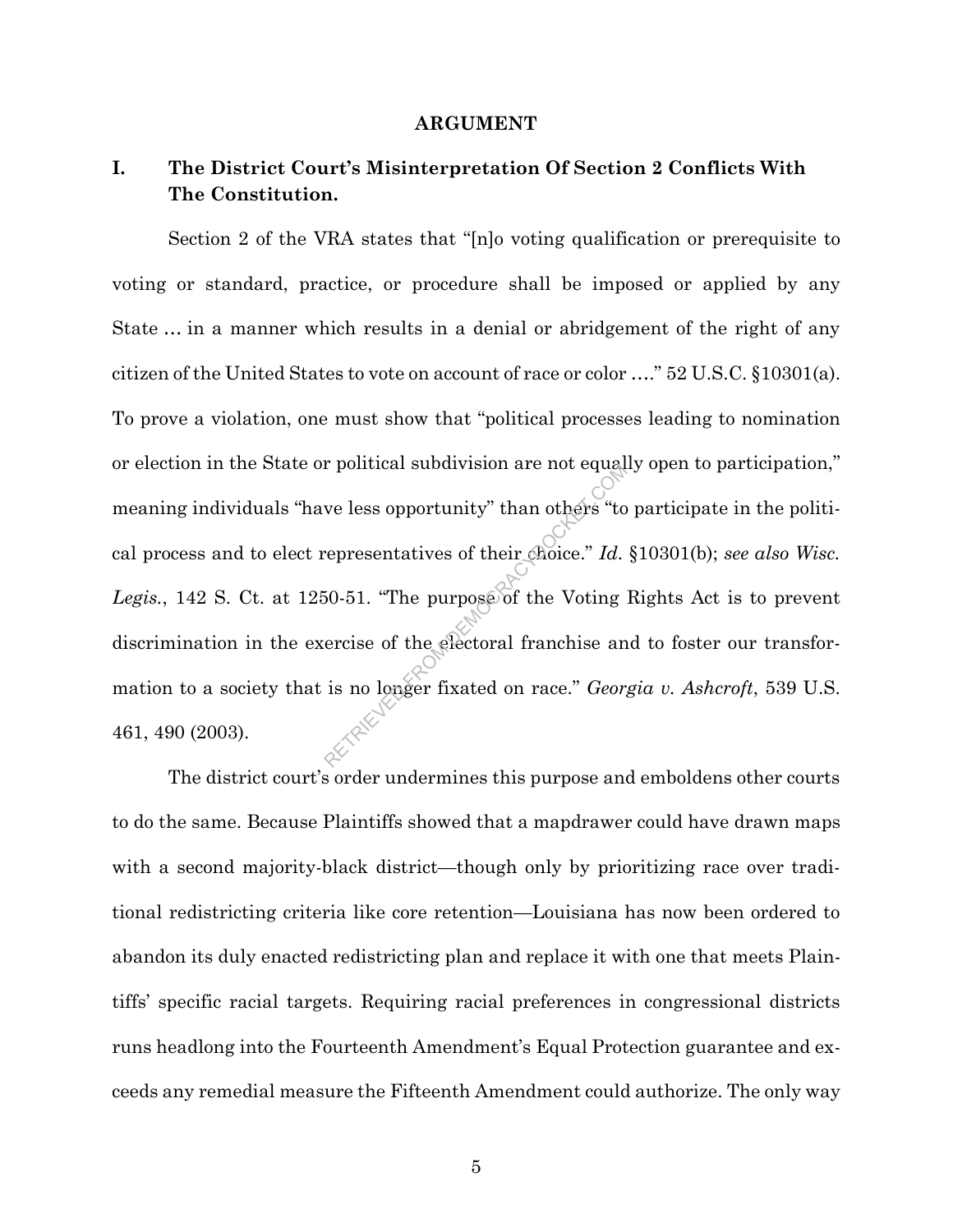## ARGUMENT

### I. The District Court's Misinterpretation Of Section 2 Conflicts With The Constitution.

Section 2 of the VRA states that "[n]o voting qualification or prerequisite to voting or standard, practice, or procedure shall be imposed or applied by any State … in a manner which results in a denial or abridgement of the right of any citizen of the United States to vote on account of race or color …." 52 U.S.C. §10301(a). To prove a violation, one must show that "political processes leading to nomination or election in the State or political subdivision are not equally open to participation," meaning individuals "have less opportunity" than others "to participate in the political process and to elect representatives of their choice." *Id.* §10301(b); *see also Wisc. Legis.*, 142 S. Ct. at 1250-51. "The purpose of the Voting Rights Act is to prevent discrimination in the exercise of the electoral franchise and to foster our transformation to a society that is no longer fixated on race." *Georgia v. Ashcroft*, 539 U.S. 461, 490 (2003).

The district court's order undermines this purpose and emboldens other courts to do the same. Because Plaintiffs showed that a mapdrawer could have drawn maps with a second majority-black district—though only by prioritizing race over traditional redistricting criteria like core retention—Louisiana has now been ordered to abandon its duly enacted redistricting plan and replace it with one that meets Plaintiffs' specific racial targets. Requiring racial preferences in congressional districts runs headlong into the Fourteenth Amendment's Equal Protection guarantee and exceeds any remedial measure the Fifteenth Amendment could authorize. The only way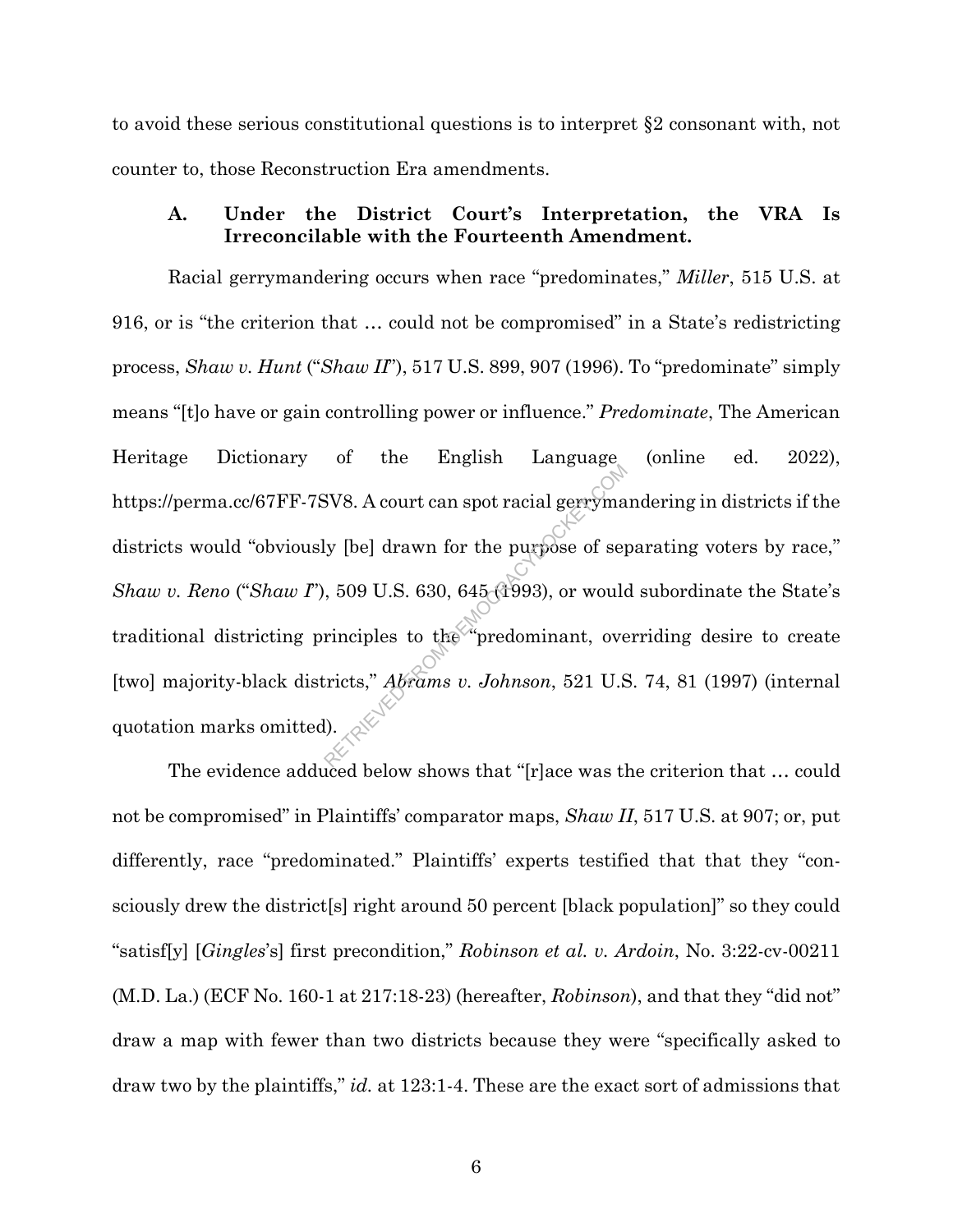to avoid these serious constitutional questions is to interpret §2 consonant with, not counter to, those Reconstruction Era amendments.

### A. Under the District Court's Interpretation, the VRA Is Irreconcilable with the Fourteenth Amendment.

Racial gerrymandering occurs when race "predominates," *Miller*, 515 U.S. at 916, or is "the criterion that … could not be compromised" in a State's redistricting process, *Shaw v. Hunt* ("*Shaw II*"), 517 U.S. 899, 907 (1996). To "predominate" simply means "[t]o have or gain controlling power or influence." *Predominate*, The American Heritage Dictionary of the English Language (online ed. 2022), https://perma.cc/67FF-7SV8. A court can spot racial gerrymandering in districts if the districts would "obviously [be] drawn for the purpose of separating voters by race," *Shaw v. Reno* ("*Shaw I*"), 509 U.S. 630, 645 (1993), or would subordinate the State's traditional districting principles to the "predominant, overriding desire to create [two] majority-black districts," *Abrams v. Johnson*, 521 U.S. 74, 81 (1997) (internal quotation marks omitted).

The evidence adduced below shows that "[r]ace was the criterion that … could not be compromised" in Plaintiffs' comparator maps, *Shaw II*, 517 U.S. at 907; or, put differently, race "predominated." Plaintiffs' experts testified that that they "consciously drew the district[s] right around 50 percent [black population]" so they could "satisf[y] [*Gingles*'s] first precondition," *Robinson et al. v. Ardoin*, No. 3:22-cv-00211 (M.D. La.) (ECF No. 160-1 at 217:18-23) (hereafter, *Robinson*), and that they "did not" draw a map with fewer than two districts because they were "specifically asked to draw two by the plaintiffs," *id.* at 123:1-4. These are the exact sort of admissions that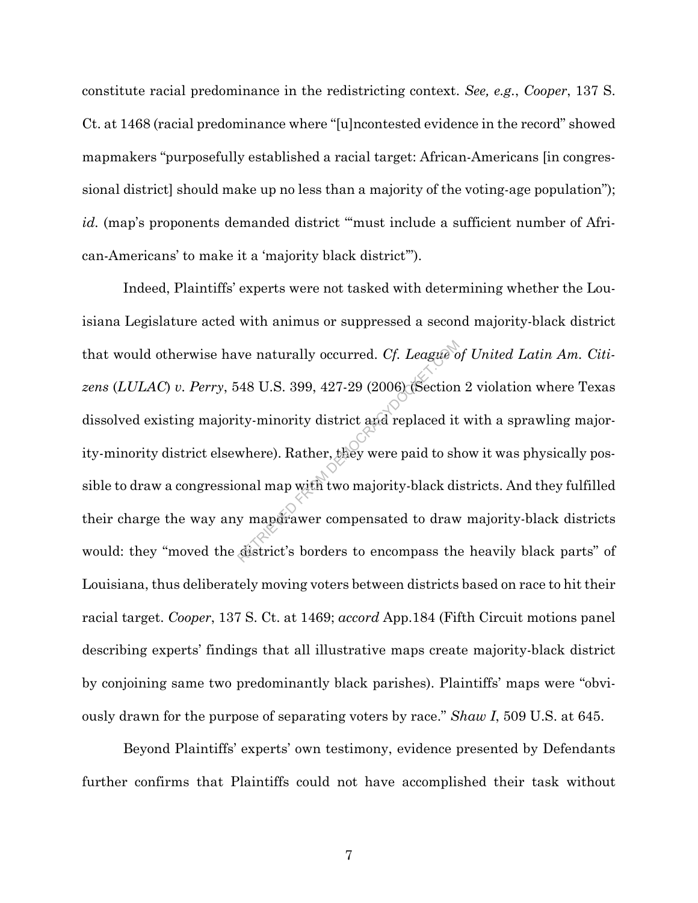constitute racial predominance in the redistricting context. *See, e.g.*, *Cooper*, 137 S. Ct. at 1468 (racial predominance where "[u]ncontested evidence in the record" showed mapmakers "purposefully established a racial target: African-Americans [in congressional district] should make up no less than a majority of the voting-age population"); *id.* (map's proponents demanded district "'must include a sufficient number of African-Americans' to make it a 'majority black district'").

Indeed, Plaintiffs' experts were not tasked with determining whether the Louisiana Legislature acted with animus or suppressed a second majority-black district that would otherwise have naturally occurred. *Cf. League of United Latin Am. Citizens* (*LULAC*) *v. Perry*, 548 U.S. 399, 427-29 (2006) (Section 2 violation where Texas dissolved existing majority-minority district and replaced it with a sprawling majority-minority district elsewhere). Rather, they were paid to show it was physically possible to draw a congressional map with two majority-black districts. And they fulfilled their charge the way any mapdrawer compensated to draw majority-black districts would: they "moved the district's borders to encompass the heavily black parts" of Louisiana, thus deliberately moving voters between districts based on race to hit their racial target. *Cooper*, 137 S. Ct. at 1469; *accord* App.184 (Fifth Circuit motions panel describing experts' findings that all illustrative maps create majority-black district by conjoining same two predominantly black parishes). Plaintiffs' maps were "obviously drawn for the purpose of separating voters by race." *Shaw I*, 509 U.S. at 645.

Beyond Plaintiffs' experts' own testimony, evidence presented by Defendants further confirms that Plaintiffs could not have accomplished their task without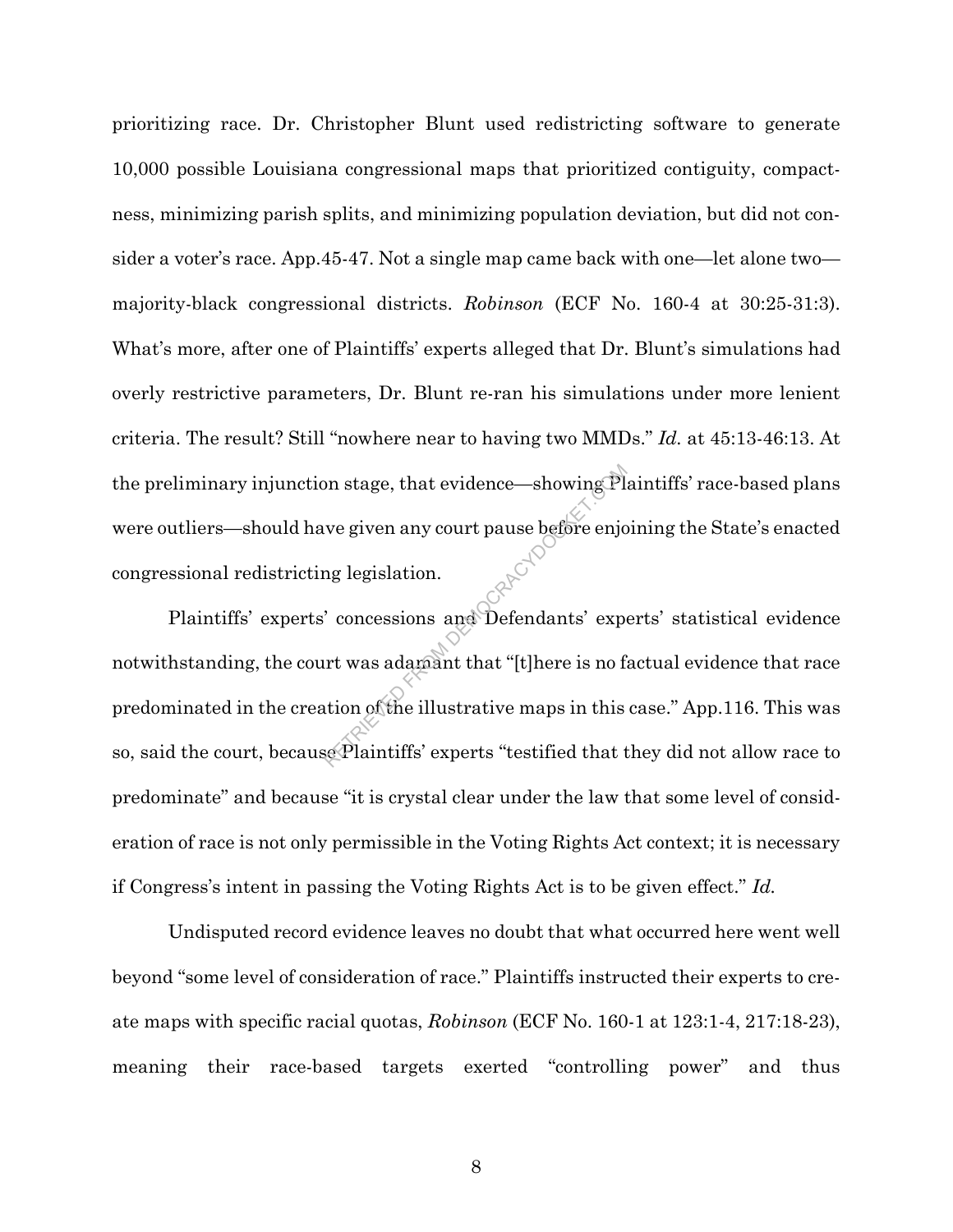prioritizing race. Dr. Christopher Blunt used redistricting software to generate 10,000 possible Louisiana congressional maps that prioritized contiguity, compactness, minimizing parish splits, and minimizing population deviation, but did not consider a voter's race. App.45-47. Not a single map came back with one—let alone two—majority-black congressional districts. *Robinson* (ECF No. 160-4 at 30:25-31:3). What's more, after one of Plaintiffs' experts alleged that Dr. Blunt's simulations had overly restrictive parameters, Dr. Blunt re-ran his simulations under more lenient criteria. The result? Still "nowhere near to having two MMDs." *Id.* at 45:13-46:13. At the preliminary injunction stage, that evidence—showing Plaintiffs' race-based plans were outliers—should have given any court pause before enjoining the State's enacted congressional redistricting legislation.

Plaintiffs' experts' concessions and Defendants' experts' statistical evidence notwithstanding, the court was adamant that "[t]here is no factual evidence that race predominated in the creation of the illustrative maps in this case." App.116. This was so, said the court, because Plaintiffs' experts "testified that they did not allow race to predominate" and because "it is crystal clear under the law that some level of consideration of race is not only permissible in the Voting Rights Act context; it is necessary if Congress's intent in passing the Voting Rights Act is to be given effect." *Id.*

Undisputed record evidence leaves no doubt that what occurred here went well beyond "some level of consideration of race." Plaintiffs instructed their experts to create maps with specific racial quotas, *Robinson* (ECF No. 160-1 at 123:1-4, 217:18-23), meaning their race-based targets exerted "controlling power" and thus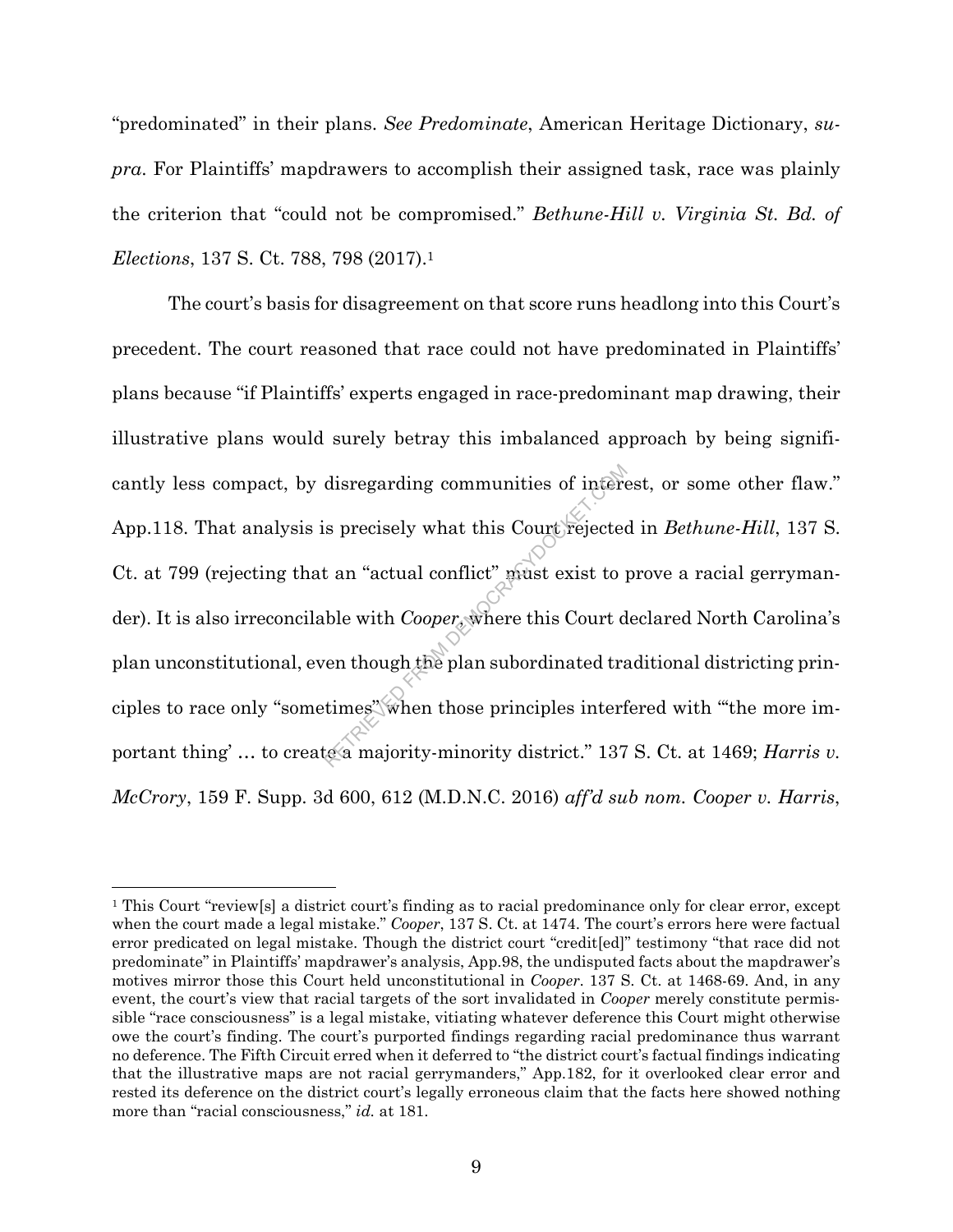"predominated" in their plans. *See Predominate*, American Heritage Dictionary, *supra*. For Plaintiffs' mapdrawers to accomplish their assigned task, race was plainly the criterion that "could not be compromised." *Bethune-Hill v. Virginia St. Bd. of Elections*, 137 S. Ct. 788, 798 (2017).[1]

The court's basis for disagreement on that score runs headlong into this Court's precedent. The court reasoned that race could not have predominated in Plaintiffs' plans because "if Plaintiffs' experts engaged in race-predominant map drawing, their illustrative plans would surely betray this imbalanced approach by being significantly less compact, by disregarding communities of interest, or some other flaw." App.118. That analysis is precisely what this Court rejected in *Bethune-Hill*, 137 S. Ct. at 799 (rejecting that an "actual conflict" must exist to prove a racial gerrymander). It is also irreconcilable with *Cooper*, where this Court declared North Carolina's plan unconstitutional, even though the plan subordinated traditional districting principles to race only "sometimes" when those principles interfered with "'the more important thing' … to create a majority-minority district." 137 S. Ct. at 1469; *Harris v. McCrory*, 159 F. Supp. 3d 600, 612 (M.D.N.C. 2016) *aff'd sub nom. Cooper v. Harris*,

---

[1] This Court "review[s] a district court's finding as to racial predominance only for clear error, except when the court made a legal mistake." *Cooper*, 137 S. Ct. at 1474. The court's errors here were factual error predicated on legal mistake. Though the district court "credit[ed]" testimony "that race did not predominate" in Plaintiffs' mapdrawer's analysis, App.98, the undisputed facts about the mapdrawer's motives mirror those this Court held unconstitutional in *Cooper*. 137 S. Ct. at 1468-69. And, in any event, the court's view that racial targets of the sort invalidated in *Cooper* merely constitute permissible "race consciousness" is a legal mistake, vitiating whatever deference this Court might otherwise owe the court's finding. The court's purported findings regarding racial predominance thus warrant no deference. The Fifth Circuit erred when it deferred to "the district court's factual findings indicating that the illustrative maps are not racial gerrymanders," App.182, for it overlooked clear error and rested its deference on the district court's legally erroneous claim that the facts here showed nothing more than "racial consciousness," *id.* at 181.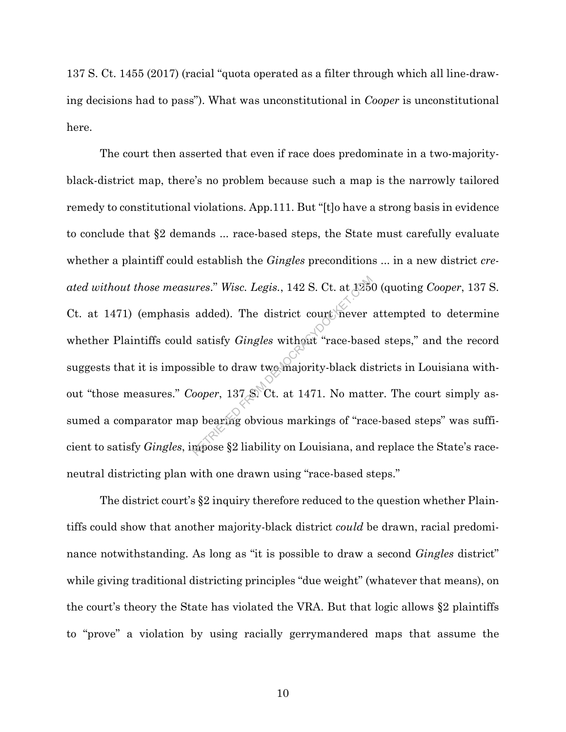137 S. Ct. 1455 (2017) (racial "quota operated as a filter through which all line-drawing decisions had to pass"). What was unconstitutional in *Cooper* is unconstitutional here.

The court then asserted that even if race does predominate in a two-majority-black-district map, there's no problem because such a map is the narrowly tailored remedy to constitutional violations. App.111. But "[t]o have a strong basis in evidence to conclude that §2 demands ... race-based steps, the State must carefully evaluate whether a plaintiff could establish the *Gingles* preconditions ... in a new district *created without those measures*." *Wisc. Legis.*, 142 S. Ct. at 1250 (quoting *Cooper*, 137 S. Ct. at 1471) (emphasis added). The district court never attempted to determine whether Plaintiffs could satisfy *Gingles* without "race-based steps," and the record suggests that it is impossible to draw two majority-black districts in Louisiana without "those measures." *Cooper*, 137 S. Ct. at 1471. No matter. The court simply assumed a comparator map bearing obvious markings of "race-based steps" was sufficient to satisfy *Gingles*, impose §2 liability on Louisiana, and replace the State's race-neutral districting plan with one drawn using "race-based steps."

The district court's §2 inquiry therefore reduced to the question whether Plaintiffs could show that another majority-black district *could* be drawn, racial predominance notwithstanding. As long as "it is possible to draw a second *Gingles* district" while giving traditional districting principles "due weight" (whatever that means), on the court's theory the State has violated the VRA. But that logic allows §2 plaintiffs to "prove" a violation by using racially gerrymandered maps that assume the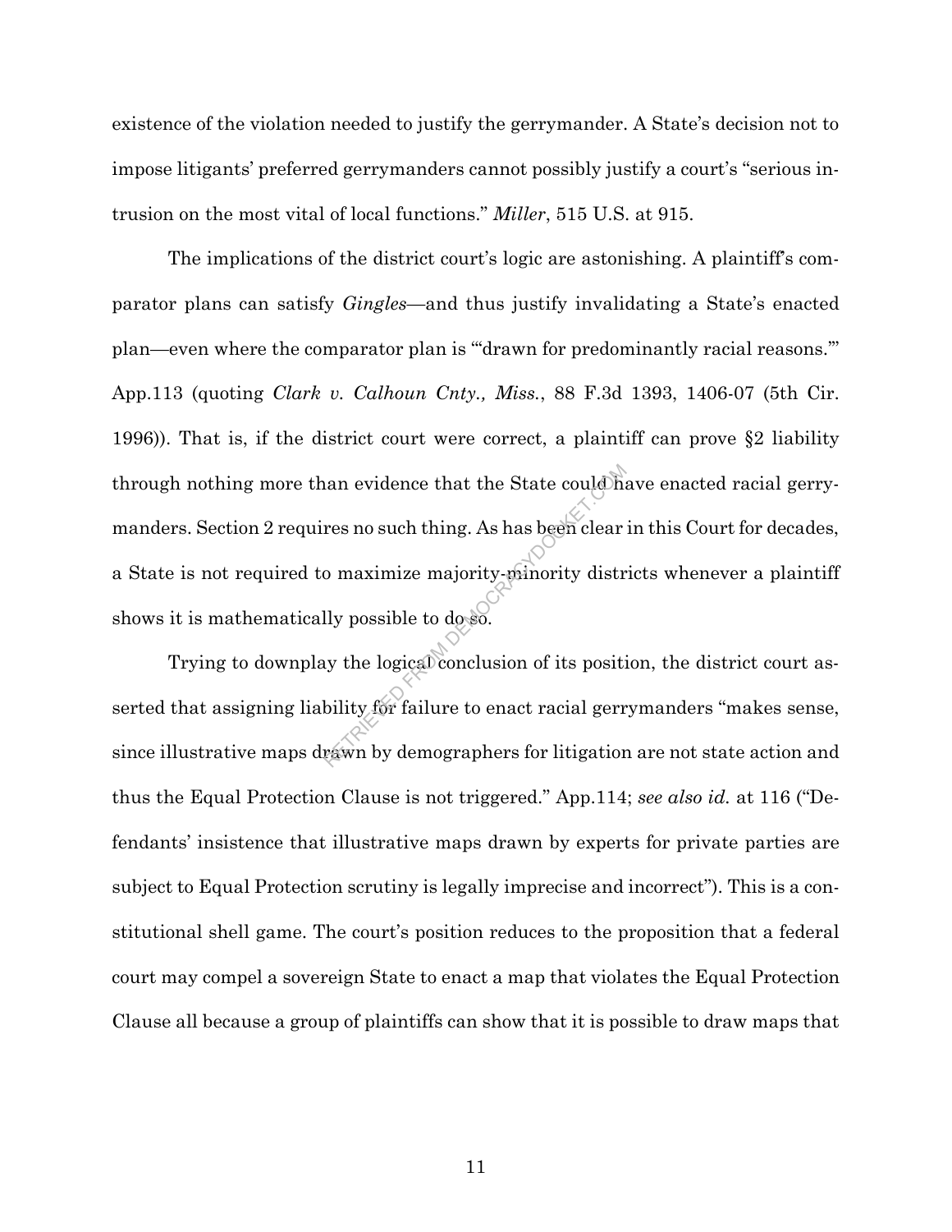existence of the violation needed to justify the gerrymander. A State's decision not to impose litigants' preferred gerrymanders cannot possibly justify a court's "serious intrusion on the most vital of local functions." *Miller*, 515 U.S. at 915.

The implications of the district court's logic are astonishing. A plaintiff's comparator plans can satisfy *Gingles*—and thus justify invalidating a State's enacted plan—even where the comparator plan is "'drawn for predominantly racial reasons.'" App.113 (quoting *Clark v. Calhoun Cnty., Miss.*, 88 F.3d 1393, 1406-07 (5th Cir. 1996)). That is, if the district court were correct, a plaintiff can prove §2 liability through nothing more than evidence that the State could have enacted racial gerrymanders. Section 2 requires no such thing. As has been clear in this Court for decades, a State is not required to maximize majority-minority districts whenever a plaintiff shows it is mathematically possible to do so.

Trying to downplay the logical conclusion of its position, the district court asserted that assigning liability for failure to enact racial gerrymanders "makes sense, since illustrative maps drawn by demographers for litigation are not state action and thus the Equal Protection Clause is not triggered." App.114; *see also id.* at 116 ("Defendants' insistence that illustrative maps drawn by experts for private parties are subject to Equal Protection scrutiny is legally imprecise and incorrect"). This is a constitutional shell game. The court's position reduces to the proposition that a federal court may compel a sovereign State to enact a map that violates the Equal Protection Clause all because a group of plaintiffs can show that it is possible to draw maps that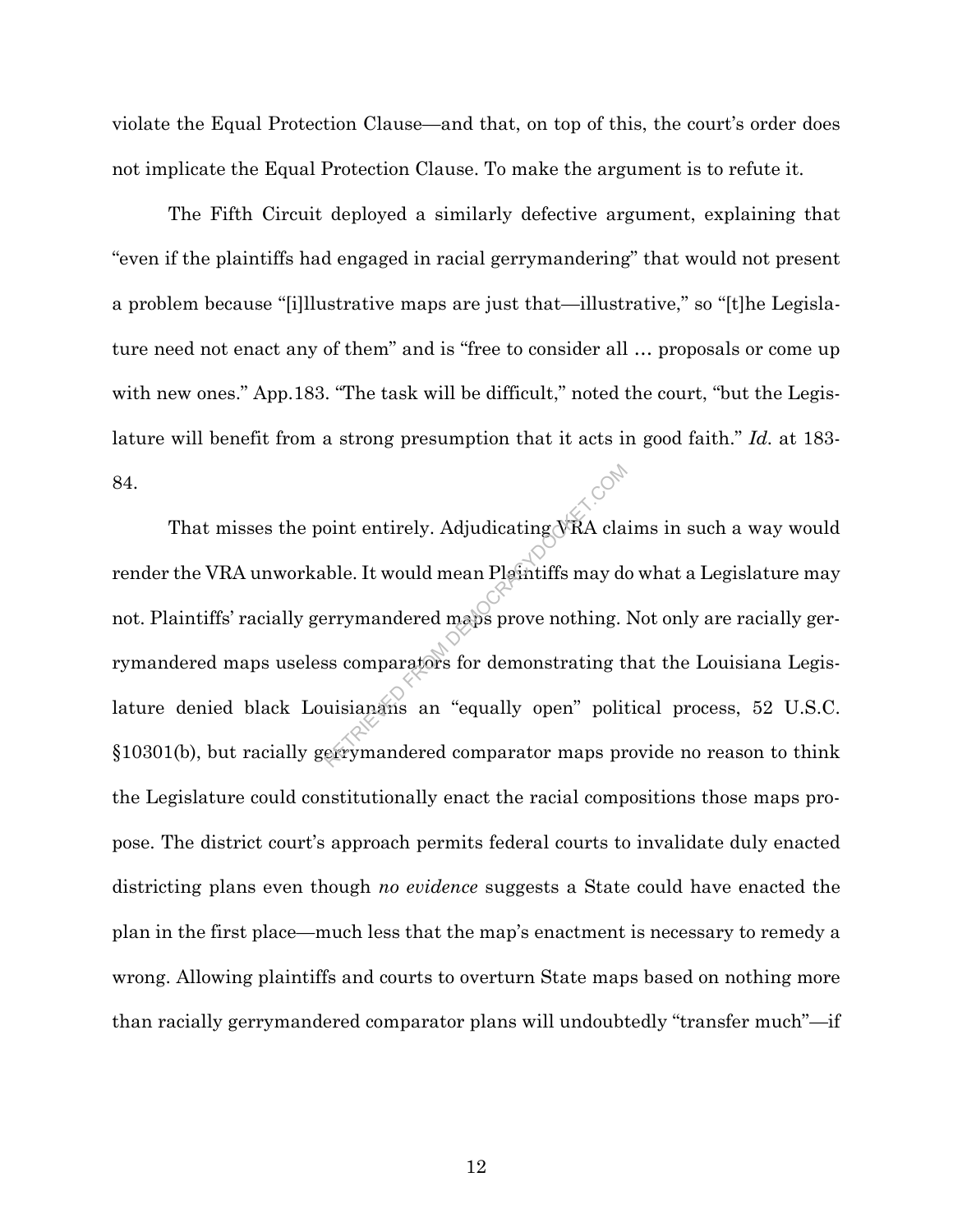violate the Equal Protection Clause—and that, on top of this, the court's order does not implicate the Equal Protection Clause. To make the argument is to refute it.

The Fifth Circuit deployed a similarly defective argument, explaining that "even if the plaintiffs had engaged in racial gerrymandering" that would not present a problem because "[i]llustrative maps are just that—illustrative," so "[t]he Legislature need not enact any of them" and is "free to consider all … proposals or come up with new ones." App.183. "The task will be difficult," noted the court, "but the Legislature will benefit from a strong presumption that it acts in good faith." *Id.* at 183-84.

That misses the point entirely. Adjudicating VRA claims in such a way would render the VRA unworkable. It would mean Plaintiffs may do what a Legislature may not. Plaintiffs' racially gerrymandered maps prove nothing. Not only are racially gerrymandered maps useless comparators for demonstrating that the Louisiana Legislature denied black Louisianans an "equally open" political process, 52 U.S.C. §10301(b), but racially gerrymandered comparator maps provide no reason to think the Legislature could constitutionally enact the racial compositions those maps propose. The district court's approach permits federal courts to invalidate duly enacted districting plans even though *no evidence* suggests a State could have enacted the plan in the first place—much less that the map's enactment is necessary to remedy a wrong. Allowing plaintiffs and courts to overturn State maps based on nothing more than racially gerrymandered comparator plans will undoubtedly "transfer much"—if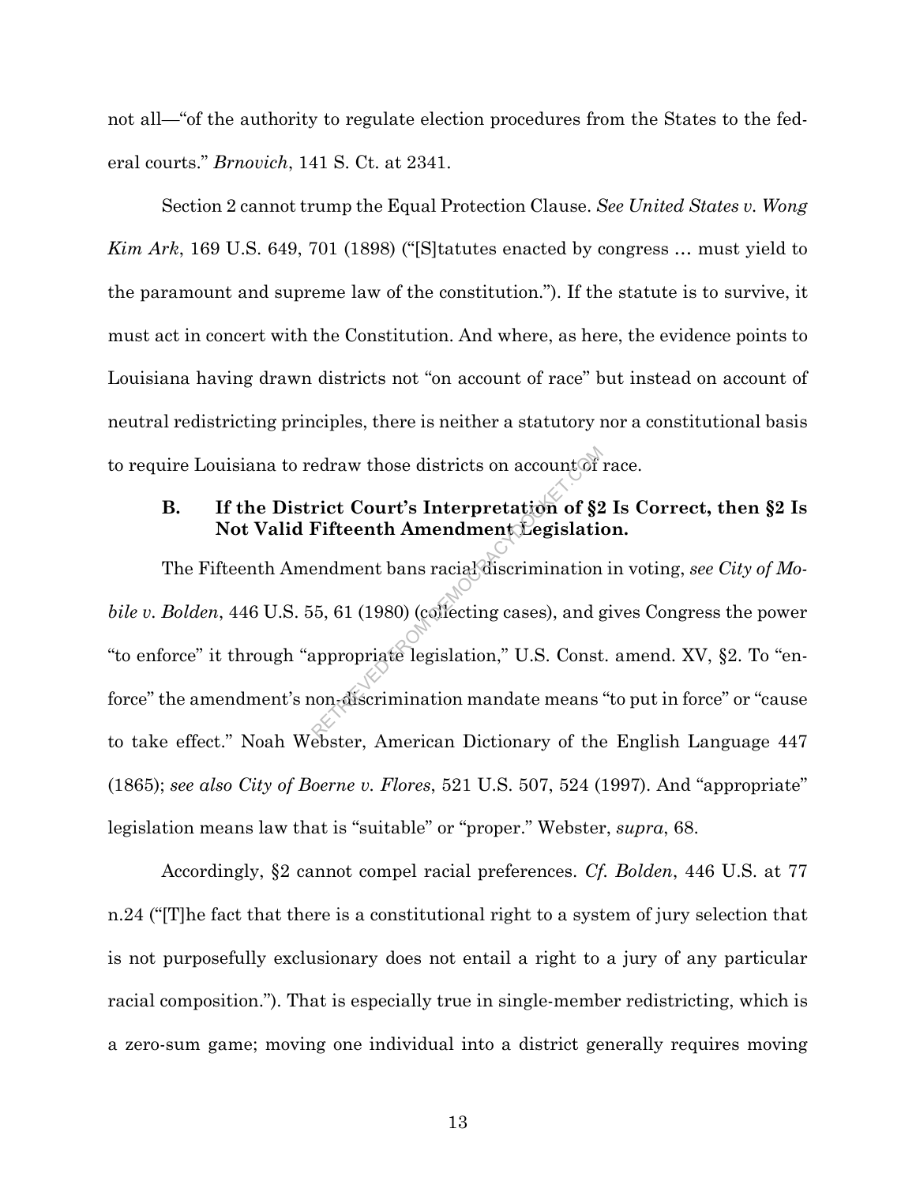not all—"of the authority to regulate election procedures from the States to the federal courts." *Brnovich*, 141 S. Ct. at 2341.

Section 2 cannot trump the Equal Protection Clause. *See United States v. Wong Kim Ark*, 169 U.S. 649, 701 (1898) ("[S]tatutes enacted by congress … must yield to the paramount and supreme law of the constitution."). If the statute is to survive, it must act in concert with the Constitution. And where, as here, the evidence points to Louisiana having drawn districts not "on account of race" but instead on account of neutral redistricting principles, there is neither a statutory nor a constitutional basis to require Louisiana to redraw those districts on account of race.

### B. If the District Court's Interpretation of §2 Is Correct, then §2 Is Not Valid Fifteenth Amendment Legislation.

The Fifteenth Amendment bans racial discrimination in voting, *see City of Mobile v. Bolden*, 446 U.S. 55, 61 (1980) (collecting cases), and gives Congress the power "to enforce" it through "appropriate legislation," U.S. Const. amend. XV, §2. To "enforce" the amendment's non-discrimination mandate means "to put in force" or "cause to take effect." Noah Webster, American Dictionary of the English Language 447 (1865); *see also City of Boerne v. Flores*, 521 U.S. 507, 524 (1997). And "appropriate" legislation means law that is "suitable" or "proper." Webster, *supra*, 68.

Accordingly, §2 cannot compel racial preferences. *Cf. Bolden*, 446 U.S. at 77 n.24 ("[T]he fact that there is a constitutional right to a system of jury selection that is not purposefully exclusionary does not entail a right to a jury of any particular racial composition."). That is especially true in single-member redistricting, which is a zero-sum game; moving one individual into a district generally requires moving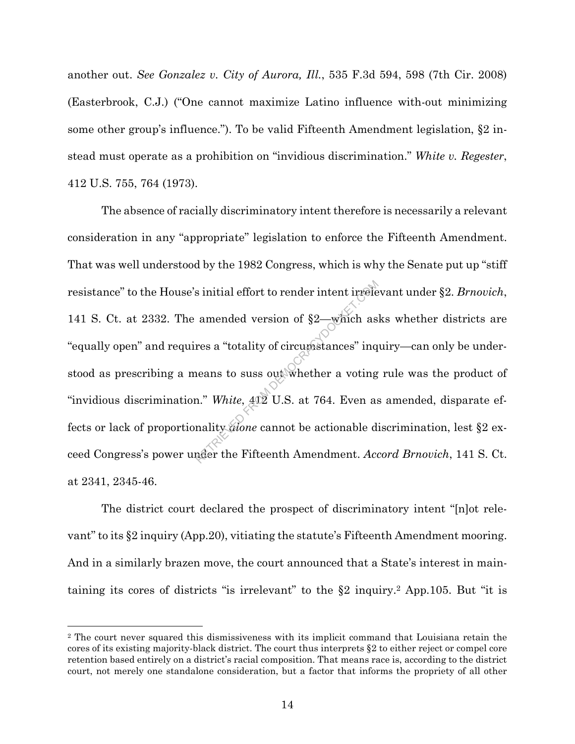another out. *See Gonzalez v. City of Aurora, Ill.*, 535 F.3d 594, 598 (7th Cir. 2008) (Easterbrook, C.J.) ("One cannot maximize Latino influence with-out minimizing some other group's influence."). To be valid Fifteenth Amendment legislation, §2 instead must operate as a prohibition on "invidious discrimination." *White v. Regester*, 412 U.S. 755, 764 (1973).

The absence of racially discriminatory intent therefore is necessarily a relevant consideration in any "appropriate" legislation to enforce the Fifteenth Amendment. That was well understood by the 1982 Congress, which is why the Senate put up "stiff resistance" to the House's initial effort to render intent irrelevant under §2. *Brnovich*, 141 S. Ct. at 2332. The amended version of §2—which asks whether districts are "equally open" and requires a "totality of circumstances" inquiry—can only be understood as prescribing a means to suss out whether a voting rule was the product of "invidious discrimination." *White*, 412 U.S. at 764. Even as amended, disparate effects or lack of proportionality *alone* cannot be actionable discrimination, lest §2 exceed Congress's power under the Fifteenth Amendment. *Accord Brnovich*, 141 S. Ct. at 2341, 2345-46.

The district court declared the prospect of discriminatory intent "[n]ot relevant" to its §2 inquiry (App.20), vitiating the statute's Fifteenth Amendment mooring. And in a similarly brazen move, the court announced that a State's interest in maintaining its cores of districts "is irrelevant" to the §2 inquiry.[2] App.105. But "it is

[2] The court never squared this dismissiveness with its implicit command that Louisiana retain the cores of its existing majority-black district. The court thus interprets §2 to either reject or compel core retention based entirely on a district's racial composition. That means race is, according to the district court, not merely one standalone consideration, but a factor that informs the propriety of all other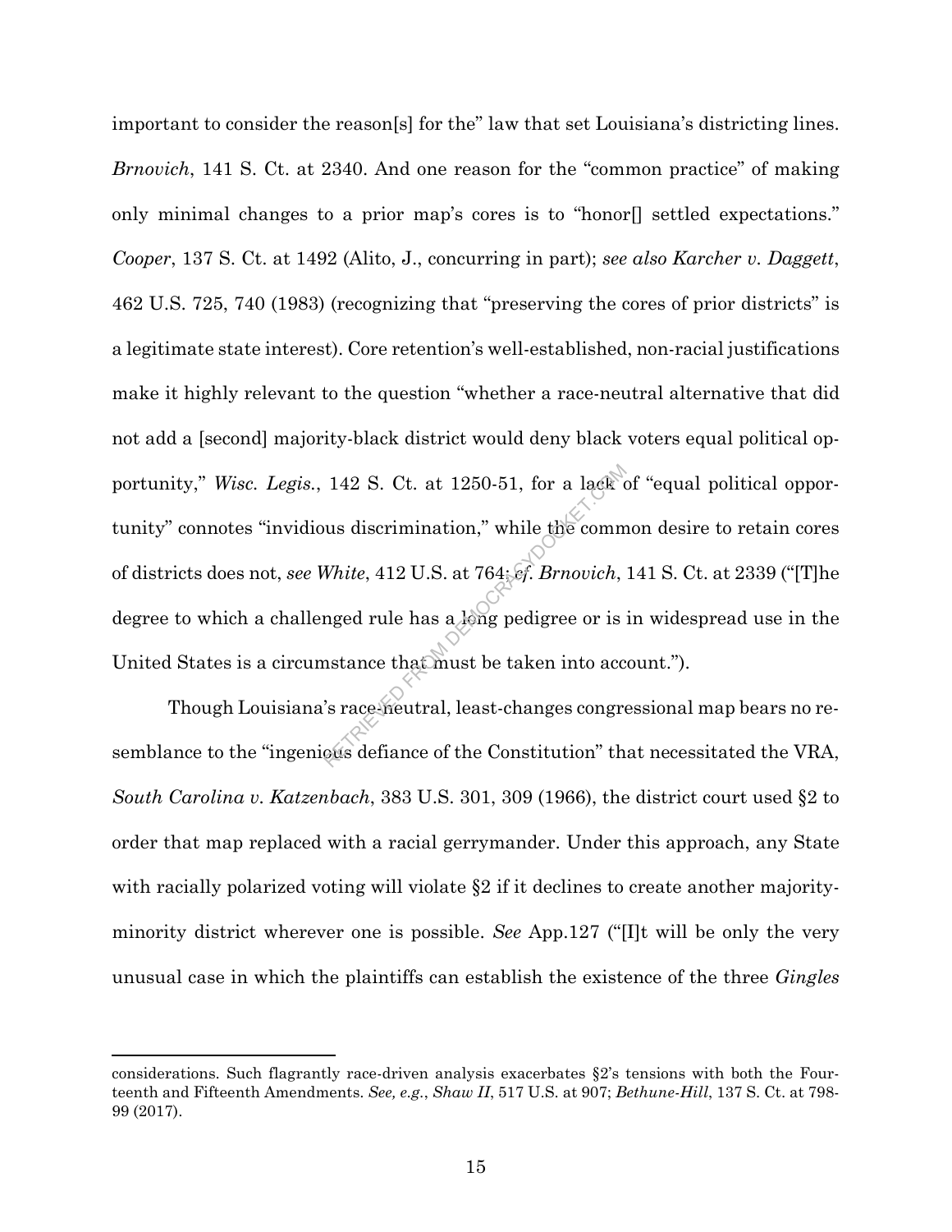important to consider the reason[s] for the" law that set Louisiana's districting lines. *Brnovich*, 141 S. Ct. at 2340. And one reason for the "common practice" of making only minimal changes to a prior map's cores is to "honor[] settled expectations." *Cooper*, 137 S. Ct. at 1492 (Alito, J., concurring in part); *see also Karcher v. Daggett*, 462 U.S. 725, 740 (1983) (recognizing that "preserving the cores of prior districts" is a legitimate state interest). Core retention's well-established, non-racial justifications make it highly relevant to the question "whether a race-neutral alternative that did not add a [second] majority-black district would deny black voters equal political opportunity," *Wisc. Legis.*, 142 S. Ct. at 1250-51, for a lack of "equal political opportunity" connotes "invidious discrimination," while the common desire to retain cores of districts does not, *see White*, 412 U.S. at 764; *cf. Brnovich*, 141 S. Ct. at 2339 ("[T]he degree to which a challenged rule has a long pedigree or is in widespread use in the United States is a circumstance that must be taken into account.").

Though Louisiana's race-neutral, least-changes congressional map bears no resemblance to the "ingenious defiance of the Constitution" that necessitated the VRA, *South Carolina v. Katzenbach*, 383 U.S. 301, 309 (1966), the district court used §2 to order that map replaced with a racial gerrymander. Under this approach, any State with racially polarized voting will violate §2 if it declines to create another majority-minority district wherever one is possible. *See* App.127 ("[I]t will be only the very unusual case in which the plaintiffs can establish the existence of the three *Gingles*

---

considerations. Such flagrantly race-driven analysis exacerbates §2's tensions with both the Fourteenth and Fifteenth Amendments. *See, e.g.*, *Shaw II*, 517 U.S. at 907; *Bethune-Hill*, 137 S. Ct. at 798-99 (2017).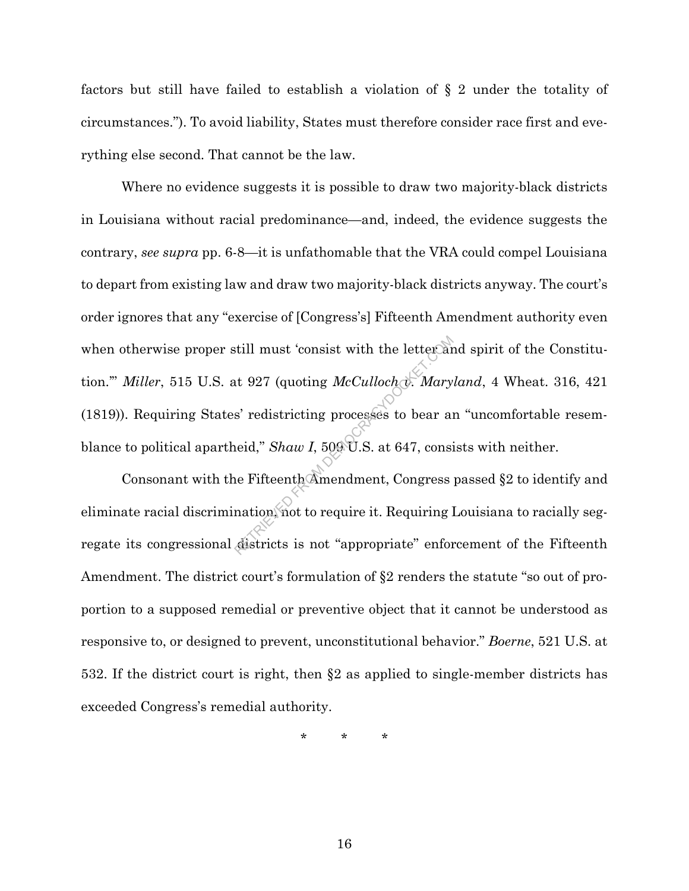factors but still have failed to establish a violation of § 2 under the totality of circumstances."). To avoid liability, States must therefore consider race first and everything else second. That cannot be the law.

Where no evidence suggests it is possible to draw two majority-black districts in Louisiana without racial predominance—and, indeed, the evidence suggests the contrary, *see supra* pp. 6-8—it is unfathomable that the VRA could compel Louisiana to depart from existing law and draw two majority-black districts anyway. The court's order ignores that any "exercise of [Congress's] Fifteenth Amendment authority even when otherwise proper still must 'consist with the letter and spirit of the Constitution.'" *Miller*, 515 U.S. at 927 (quoting *McCulloch v. Maryland*, 4 Wheat. 316, 421 (1819)). Requiring States' redistricting processes to bear an "uncomfortable resemblance to political apartheid," *Shaw I*, 509 U.S. at 647, consists with neither.

Consonant with the Fifteenth Amendment, Congress passed §2 to identify and eliminate racial discrimination, not to require it. Requiring Louisiana to racially segregate its congressional districts is not "appropriate" enforcement of the Fifteenth Amendment. The district court's formulation of §2 renders the statute "so out of proportion to a supposed remedial or preventive object that it cannot be understood as responsive to, or designed to prevent, unconstitutional behavior." *Boerne*, 521 U.S. at 532. If the district court is right, then §2 as applied to single-member districts has exceeded Congress's remedial authority.

\* \* \*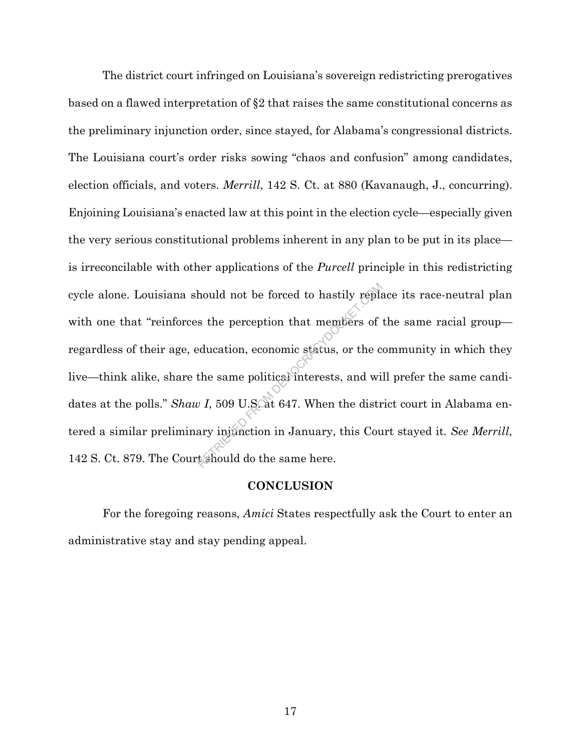The district court infringed on Louisiana's sovereign redistricting prerogatives based on a flawed interpretation of §2 that raises the same constitutional concerns as the preliminary injunction order, since stayed, for Alabama's congressional districts. The Louisiana court's order risks sowing "chaos and confusion" among candidates, election officials, and voters. *Merrill*, 142 S. Ct. at 880 (Kavanaugh, J., concurring). Enjoining Louisiana's enacted law at this point in the election cycle—especially given the very serious constitutional problems inherent in any plan to be put in its place—is irreconcilable with other applications of the *Purcell* principle in this redistricting cycle alone. Louisiana should not be forced to hastily replace its race-neutral plan with one that "reinforces the perception that members of the same racial group—regardless of their age, education, economic status, or the community in which they live—think alike, share the same political interests, and will prefer the same candidates at the polls." *Shaw I*, 509 U.S. at 647. When the district court in Alabama entered a similar preliminary injunction in January, this Court stayed it. *See Merrill*, 142 S. Ct. 879. The Court should do the same here.

## CONCLUSION

For the foregoing reasons, *Amici* States respectfully ask the Court to enter an administrative stay and stay pending appeal.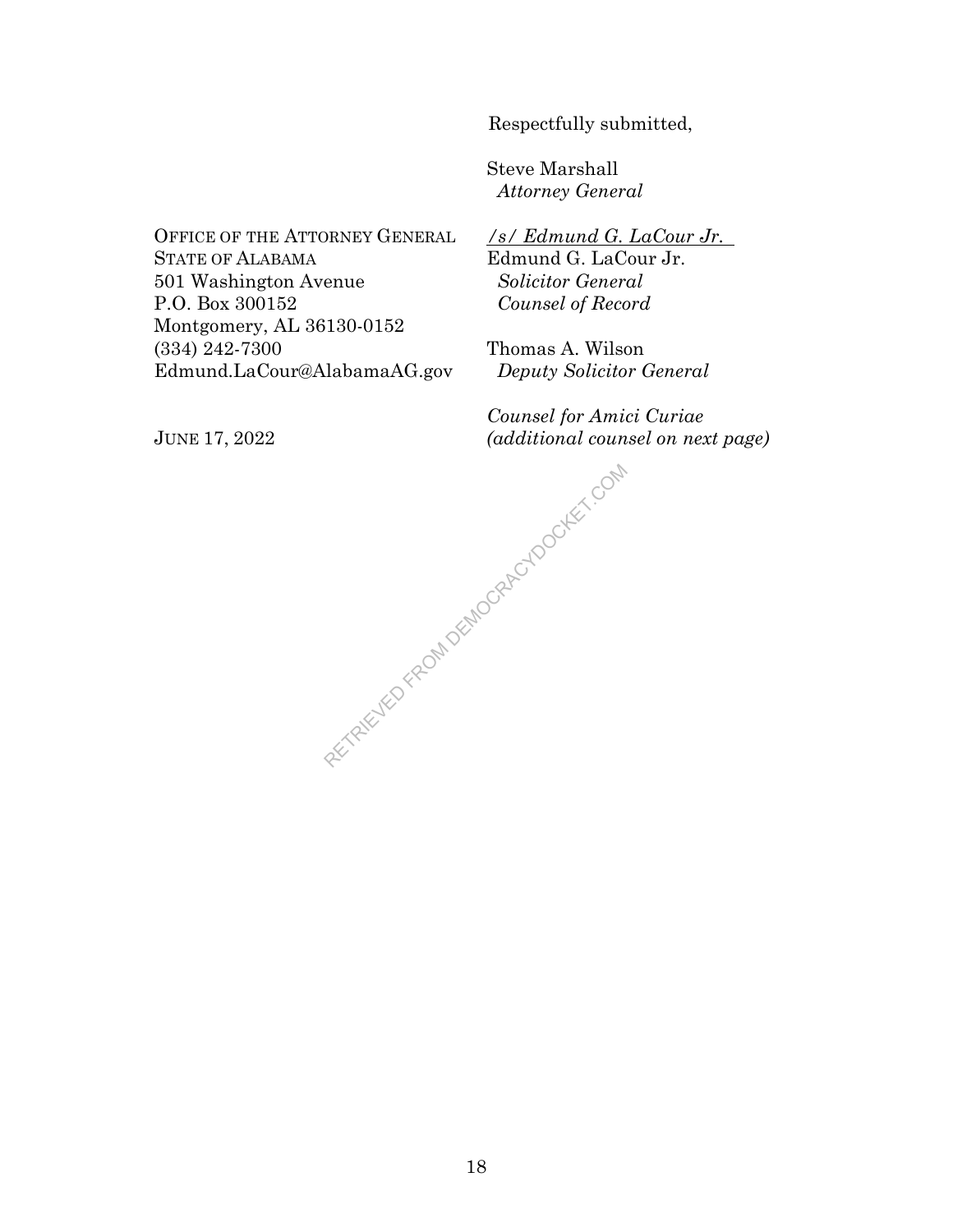Respectfully submitted,

Steve Marshall
*Attorney General*

OFFICE OF THE ATTORNEY GENERAL
STATE OF ALABAMA
501 Washington Avenue
P.O. Box 300152
Montgomery, AL 36130-0152
(334) 242-7300
Edmund.LaCour@AlabamaAG.gov

*/s/ Edmund G. LaCour Jr.*
Edmund G. LaCour Jr.
*Solicitor General*
*Counsel of Record*

Thomas A. Wilson
*Deputy Solicitor General*

*Counsel for Amici Curiae*
*(additional counsel on next page)*

JUNE 17, 2022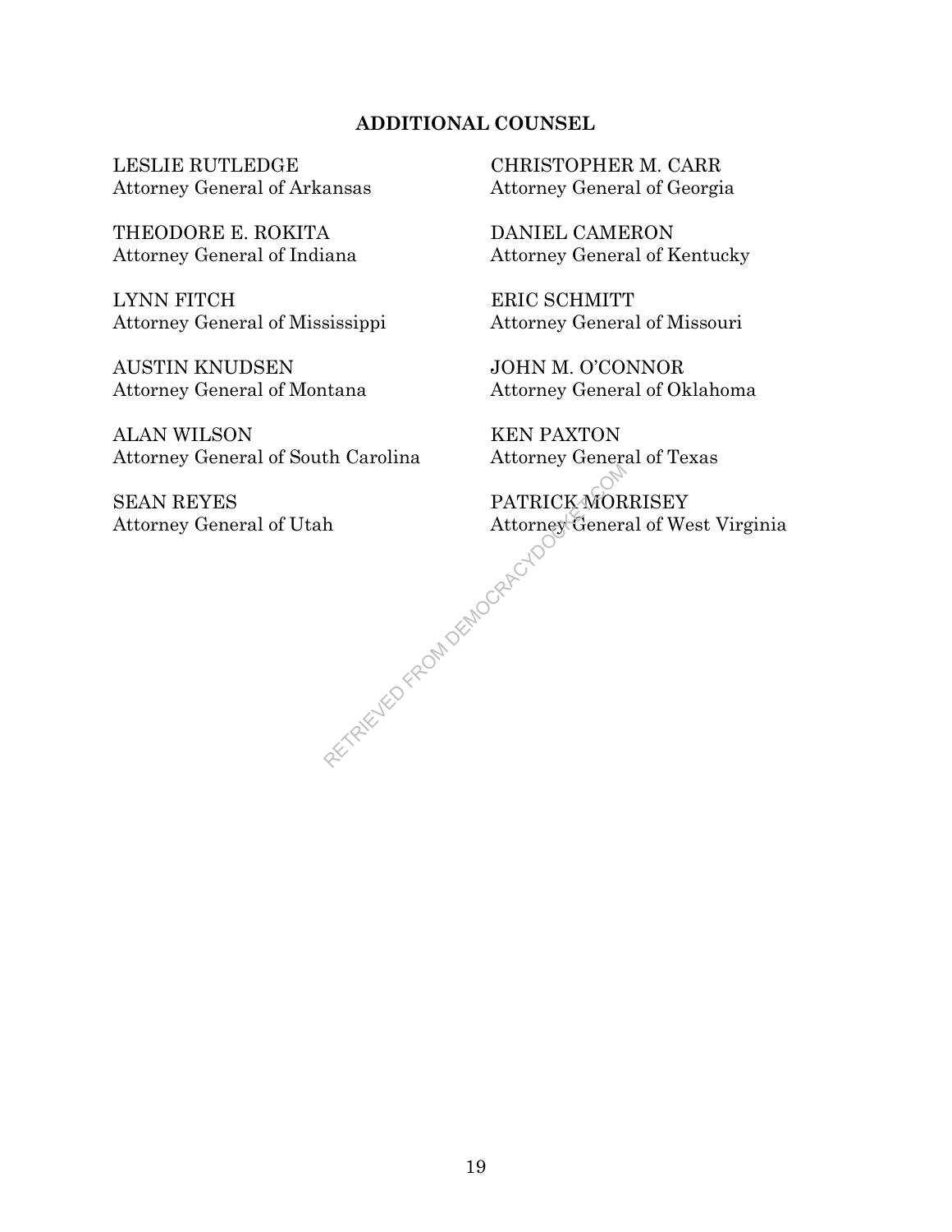**ADDITIONAL COUNSEL**

LESLIE RUTLEDGE
Attorney General of Arkansas

CHRISTOPHER M. CARR
Attorney General of Georgia

THEODORE E. ROKITA
Attorney General of Indiana

DANIEL CAMERON
Attorney General of Kentucky

LYNN FITCH
Attorney General of Mississippi

ERIC SCHMITT
Attorney General of Missouri

AUSTIN KNUDSEN
Attorney General of Montana

JOHN M. O'CONNOR
Attorney General of Oklahoma

ALAN WILSON
Attorney General of South Carolina

KEN PAXTON
Attorney General of Texas

SEAN REYES
Attorney General of Utah

PATRICK MORRISEY
Attorney General of West Virginia